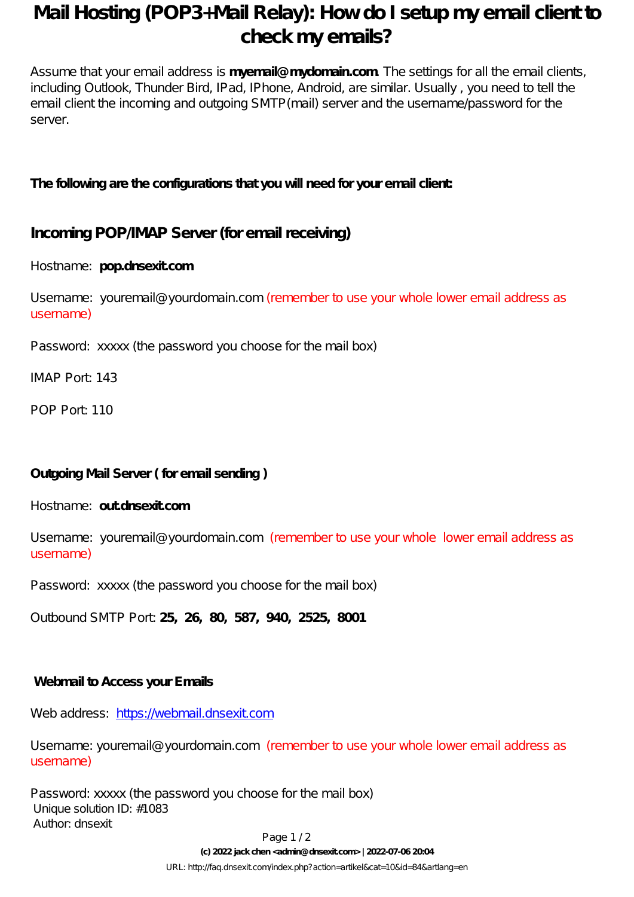# Mail Hosting (POP3+Mail Relay): How do I setup my email client to check my emails?

Assume that your email address is **myemail@mydomain.com**. The settings for all the email clients, including Outlook, Thunder Bird, IPad, IPhone, Android, are similar. Usually , you need to tell the email client the incoming and outgoing SMTP(mail) server and the username/password for the server.

**The following are the configurations that you will need for your email client:**

## Incoming POP/IMAP Server (for email receiving)

Hostname: **pop.dnsexit.com**

Username: youremail@yourdomain.com (remember to use your whole lower email address as username)

Password: xxxxx (the password you choose for the mail box)

IMAP Port: 143

POP Port: 110

**Outgoing Mail Server ( for email sending )**

Hostname: **out.dnsexit.com**

Username: youremail@yourdomain.com (remember to use your whole lower email address as username)

Password: xxxxx (the password you choose for the mail box)

Outbound SMTP Port: **25, 26, 80, 587, 940, 2525, 8001**

**Webmail to Access your Emails**

Web address: [https://webmail.dnsexit.com](https://webmail.dnsexit.com)

Username: youremail@yourdomain.com (remember to use your whole lower email address as username)

Password: xxxxx (the password you choose for the mail box)

Unique solution ID: #1083
Author: dnsexit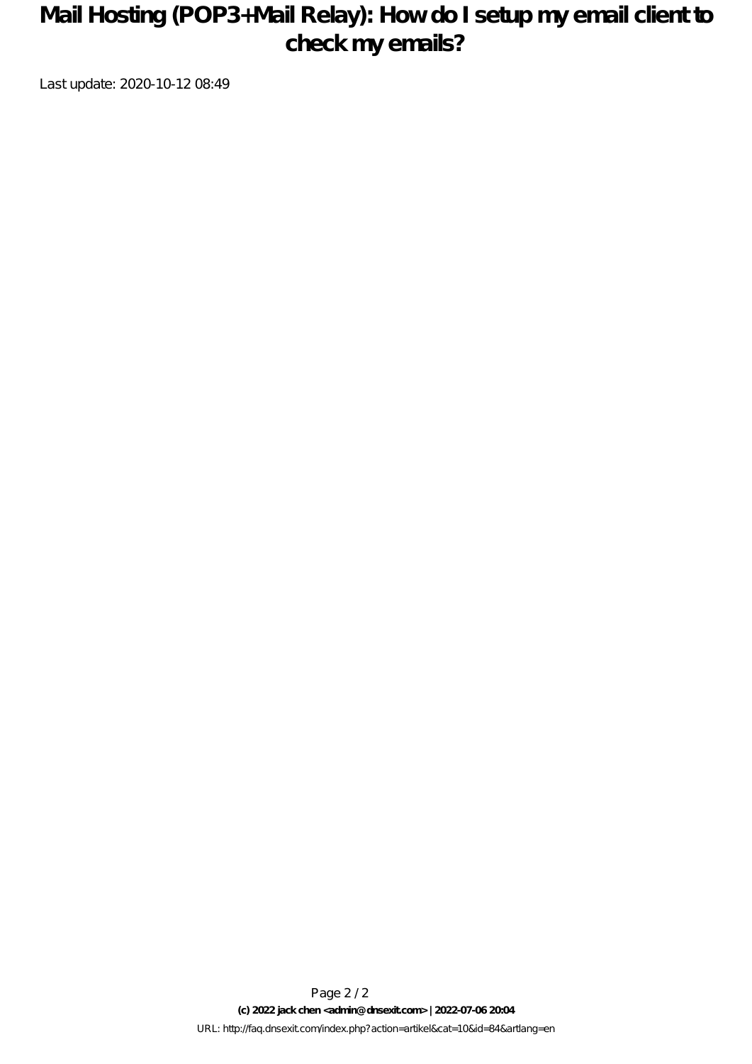Last update: 2020-10-12 08:49